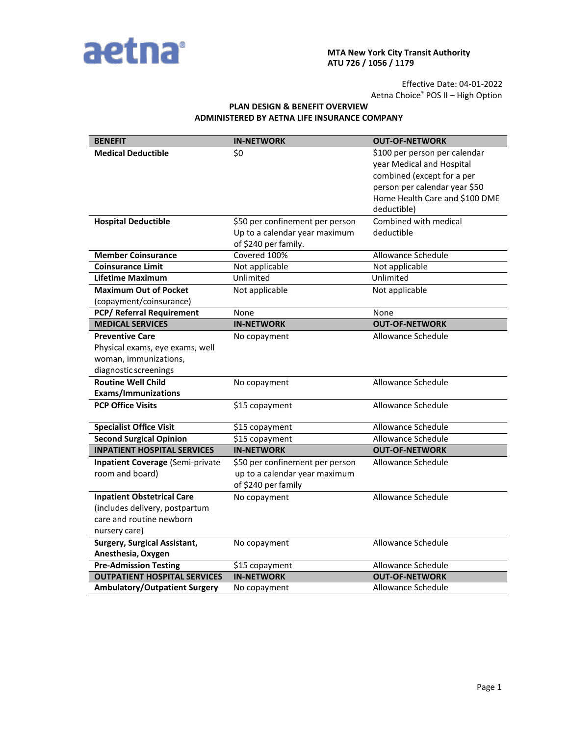aetna®

**MTA New York City Transit Authority**
**ATU 726 / 1056 / 1179**

Effective Date: 04-01-2022
Aetna Choice® POS II – High Option

**PLAN DESIGN & BENEFIT OVERVIEW**
**ADMINISTERED BY AETNA LIFE INSURANCE COMPANY**

| BENEFIT | IN-NETWORK | OUT-OF-NETWORK |
|---|---|---|
| **Medical Deductible** | $0 | $100 per person per calendar year Medical and Hospital combined (except for a per person per calendar year $50 Home Health Care and $100 DME deductible) |
| **Hospital Deductible** | $50 per confinement per person Up to a calendar year maximum of $240 per family. | Combined with medical deductible |
| **Member Coinsurance** | Covered 100% | Allowance Schedule |
| **Coinsurance Limit** | Not applicable | Not applicable |
| **Lifetime Maximum** | Unlimited | Unlimited |
| **Maximum Out of Pocket** (copayment/coinsurance) | Not applicable | Not applicable |
| **PCP/ Referral Requirement** | None | None |
| **MEDICAL SERVICES** | **IN-NETWORK** | **OUT-OF-NETWORK** |
| **Preventive Care** Physical exams, eye exams, well woman, immunizations, diagnostic screenings | No copayment | Allowance Schedule |
| **Routine Well Child Exams/Immunizations** | No copayment | Allowance Schedule |
| **PCP Office Visits** | $15 copayment | Allowance Schedule |
| **Specialist Office Visit** | $15 copayment | Allowance Schedule |
| **Second Surgical Opinion** | $15 copayment | Allowance Schedule |
| **INPATIENT HOSPITAL SERVICES** | **IN-NETWORK** | **OUT-OF-NETWORK** |
| **Inpatient Coverage** (Semi-private room and board) | $50 per confinement per person up to a calendar year maximum of $240 per family | Allowance Schedule |
| **Inpatient Obstetrical Care** (includes delivery, postpartum care and routine newborn nursery care) | No copayment | Allowance Schedule |
| **Surgery, Surgical Assistant, Anesthesia, Oxygen** | No copayment | Allowance Schedule |
| **Pre-Admission Testing** | $15 copayment | Allowance Schedule |
| **OUTPATIENT HOSPITAL SERVICES** | **IN-NETWORK** | **OUT-OF-NETWORK** |
| **Ambulatory/Outpatient Surgery** | No copayment | Allowance Schedule |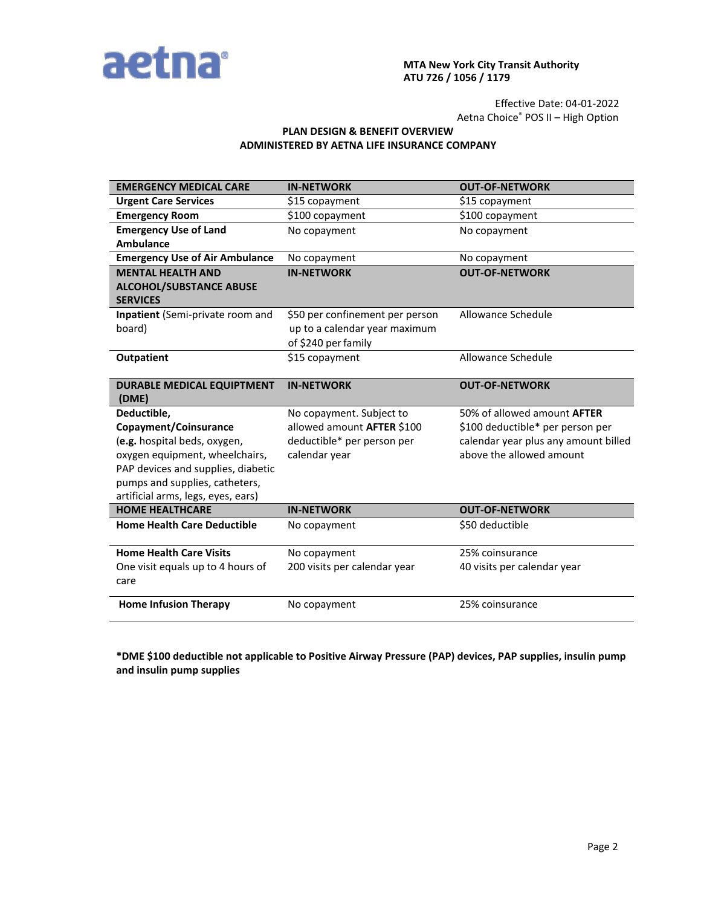**MTA New York City Transit Authority**
**ATU 726 / 1056 / 1179**

Effective Date: 04-01-2022
Aetna Choice® POS II – High Option

**PLAN DESIGN & BENEFIT OVERVIEW**
**ADMINISTERED BY AETNA LIFE INSURANCE COMPANY**

| EMERGENCY MEDICAL CARE | IN-NETWORK | OUT-OF-NETWORK |
|---|---|---|
| **Urgent Care Services** | $15 copayment | $15 copayment |
| **Emergency Room** | $100 copayment | $100 copayment |
| **Emergency Use of Land Ambulance** | No copayment | No copayment |
| **Emergency Use of Air Ambulance** | No copayment | No copayment |
| **MENTAL HEALTH AND ALCOHOL/SUBSTANCE ABUSE SERVICES** | **IN-NETWORK** | **OUT-OF-NETWORK** |
| **Inpatient** (Semi-private room and board) | $50 per confinement per person up to a calendar year maximum of $240 per family | Allowance Schedule |
| **Outpatient** | $15 copayment | Allowance Schedule |
| **DURABLE MEDICAL EQUIPMENT (DME)** | **IN-NETWORK** | **OUT-OF-NETWORK** |
| **Deductible, Copayment/Coinsurance** (**e.g.** hospital beds, oxygen, oxygen equipment, wheelchairs, PAP devices and supplies, diabetic pumps and supplies, catheters, artificial arms, legs, eyes, ears) | No copayment. Subject to allowed amount **AFTER** $100 deductible* per person per calendar year | 50% of allowed amount **AFTER** $100 deductible* per person per calendar year plus any amount billed above the allowed amount |
| **HOME HEALTHCARE** | **IN-NETWORK** | **OUT-OF-NETWORK** |
| **Home Health Care Deductible** | No copayment | $50 deductible |
| **Home Health Care Visits** One visit equals up to 4 hours of care | No copayment 200 visits per calendar year | 25% coinsurance 40 visits per calendar year |
| **Home Infusion Therapy** | No copayment | 25% coinsurance |

***DME $100 deductible not applicable to Positive Airway Pressure (PAP) devices, PAP supplies, insulin pump and insulin pump supplies**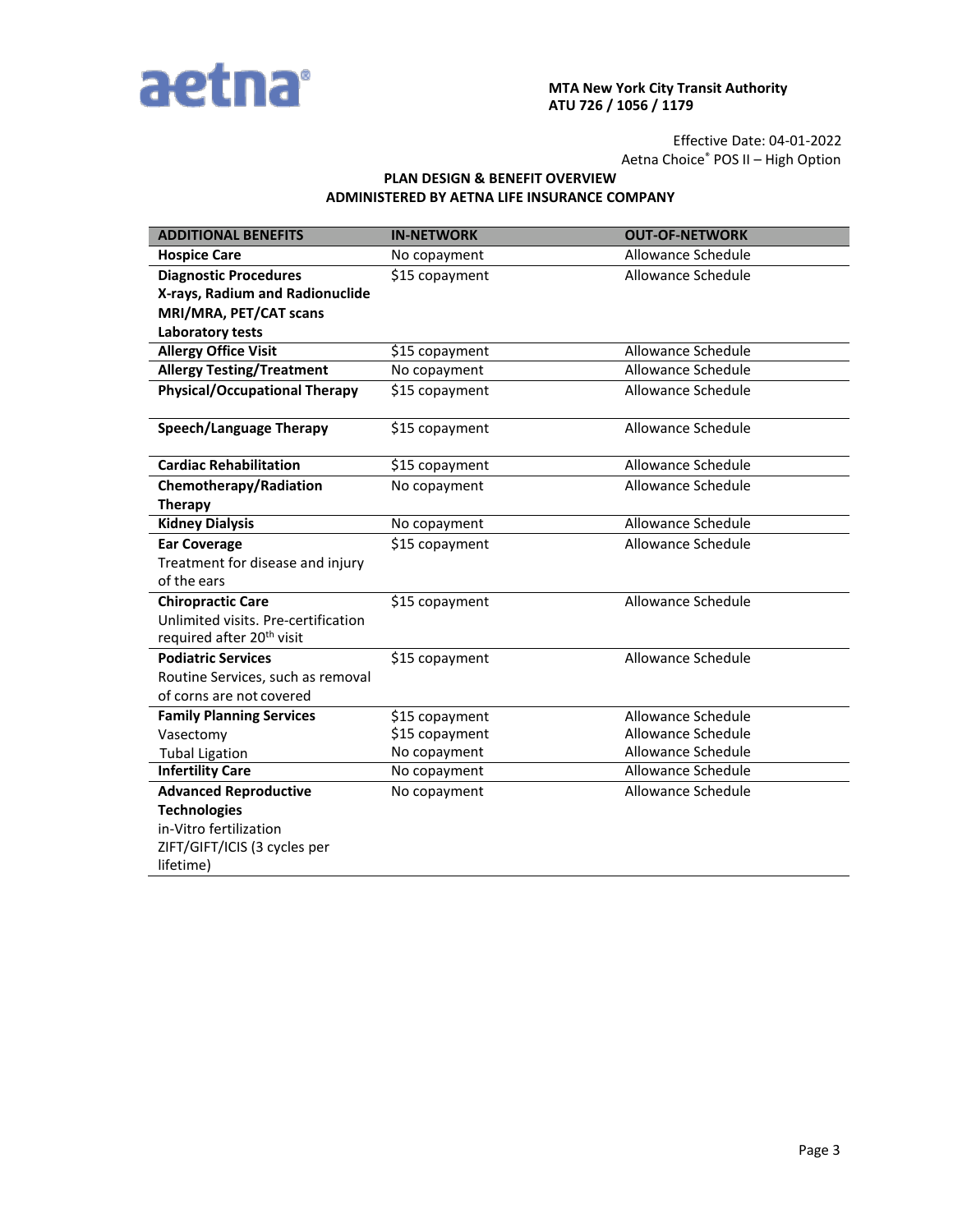aetna®

**MTA New York City Transit Authority**
**ATU 726 / 1056 / 1179**

Effective Date: 04-01-2022
Aetna Choice® POS II – High Option

**PLAN DESIGN & BENEFIT OVERVIEW**
**ADMINISTERED BY AETNA LIFE INSURANCE COMPANY**

| ADDITIONAL BENEFITS | IN-NETWORK | OUT-OF-NETWORK |
|---|---|---|
| **Hospice Care** | No copayment | Allowance Schedule |
| **Diagnostic Procedures**<br>**X-rays, Radium and Radionuclide**<br>**MRI/MRA, PET/CAT scans**<br>**Laboratory tests** | $15 copayment | Allowance Schedule |
| **Allergy Office Visit** | $15 copayment | Allowance Schedule |
| **Allergy Testing/Treatment** | No copayment | Allowance Schedule |
| **Physical/Occupational Therapy** | $15 copayment | Allowance Schedule |
| **Speech/Language Therapy** | $15 copayment | Allowance Schedule |
| **Cardiac Rehabilitation** | $15 copayment | Allowance Schedule |
| **Chemotherapy/Radiation Therapy** | No copayment | Allowance Schedule |
| **Kidney Dialysis** | No copayment | Allowance Schedule |
| **Ear Coverage**<br>Treatment for disease and injury of the ears | $15 copayment | Allowance Schedule |
| **Chiropractic Care**<br>Unlimited visits. Pre-certification required after 20th visit | $15 copayment | Allowance Schedule |
| **Podiatric Services**<br>Routine Services, such as removal of corns are not covered | $15 copayment | Allowance Schedule |
| **Family Planning Services**<br>Vasectomy<br>Tubal Ligation | $15 copayment<br>$15 copayment<br>No copayment | Allowance Schedule<br>Allowance Schedule<br>Allowance Schedule |
| **Infertility Care** | No copayment | Allowance Schedule |
| **Advanced Reproductive Technologies**<br>in-Vitro fertilization<br>ZIFT/GIFT/ICIS (3 cycles per lifetime) | No copayment | Allowance Schedule |